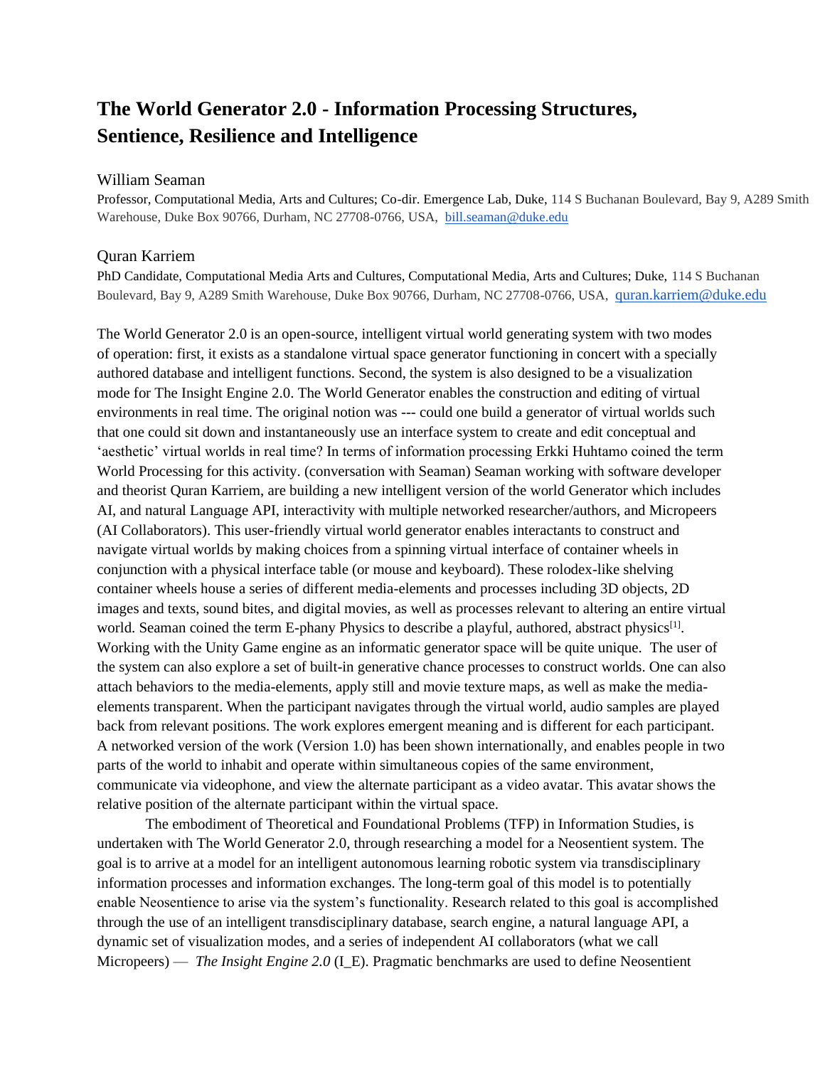# The World Generator 2.0 - Information Processing Structures, Sentience, Resilience and Intelligence

William Seaman

Professor, Computational Media, Arts and Cultures; Co-dir. Emergence Lab, Duke, 114 S Buchanan Boulevard, Bay 9, A289 Smith Warehouse, Duke Box 90766, Durham, NC 27708-0766, USA, bill.seaman@duke.edu

Quran Karriem

PhD Candidate, Computational Media Arts and Cultures, Computational Media, Arts and Cultures; Duke, 114 S Buchanan Boulevard, Bay 9, A289 Smith Warehouse, Duke Box 90766, Durham, NC 27708-0766, USA, quran.karriem@duke.edu

The World Generator 2.0 is an open-source, intelligent virtual world generating system with two modes of operation: first, it exists as a standalone virtual space generator functioning in concert with a specially authored database and intelligent functions. Second, the system is also designed to be a visualization mode for The Insight Engine 2.0. The World Generator enables the construction and editing of virtual environments in real time. The original notion was --- could one build a generator of virtual worlds such that one could sit down and instantaneously use an interface system to create and edit conceptual and 'aesthetic' virtual worlds in real time? In terms of information processing Erkki Huhtamo coined the term World Processing for this activity. (conversation with Seaman) Seaman working with software developer and theorist Quran Karriem, are building a new intelligent version of the world Generator which includes AI, and natural Language API, interactivity with multiple networked researcher/authors, and Micropeers (AI Collaborators). This user-friendly virtual world generator enables interactants to construct and navigate virtual worlds by making choices from a spinning virtual interface of container wheels in conjunction with a physical interface table (or mouse and keyboard). These rolodex-like shelving container wheels house a series of different media-elements and processes including 3D objects, 2D images and texts, sound bites, and digital movies, as well as processes relevant to altering an entire virtual world. Seaman coined the term E-phany Physics to describe a playful, authored, abstract physics[1]. Working with the Unity Game engine as an informatic generator space will be quite unique. The user of the system can also explore a set of built-in generative chance processes to construct worlds. One can also attach behaviors to the media-elements, apply still and movie texture maps, as well as make the media-elements transparent. When the participant navigates through the virtual world, audio samples are played back from relevant positions. The work explores emergent meaning and is different for each participant. A networked version of the work (Version 1.0) has been shown internationally, and enables people in two parts of the world to inhabit and operate within simultaneous copies of the same environment, communicate via videophone, and view the alternate participant as a video avatar. This avatar shows the relative position of the alternate participant within the virtual space.

The embodiment of Theoretical and Foundational Problems (TFP) in Information Studies, is undertaken with The World Generator 2.0, through researching a model for a Neosentient system. The goal is to arrive at a model for an intelligent autonomous learning robotic system via transdisciplinary information processes and information exchanges. The long-term goal of this model is to potentially enable Neosentience to arise via the system's functionality. Research related to this goal is accomplished through the use of an intelligent transdisciplinary database, search engine, a natural language API, a dynamic set of visualization modes, and a series of independent AI collaborators (what we call Micropeers) — *The Insight Engine 2.0* (I_E). Pragmatic benchmarks are used to define Neosentient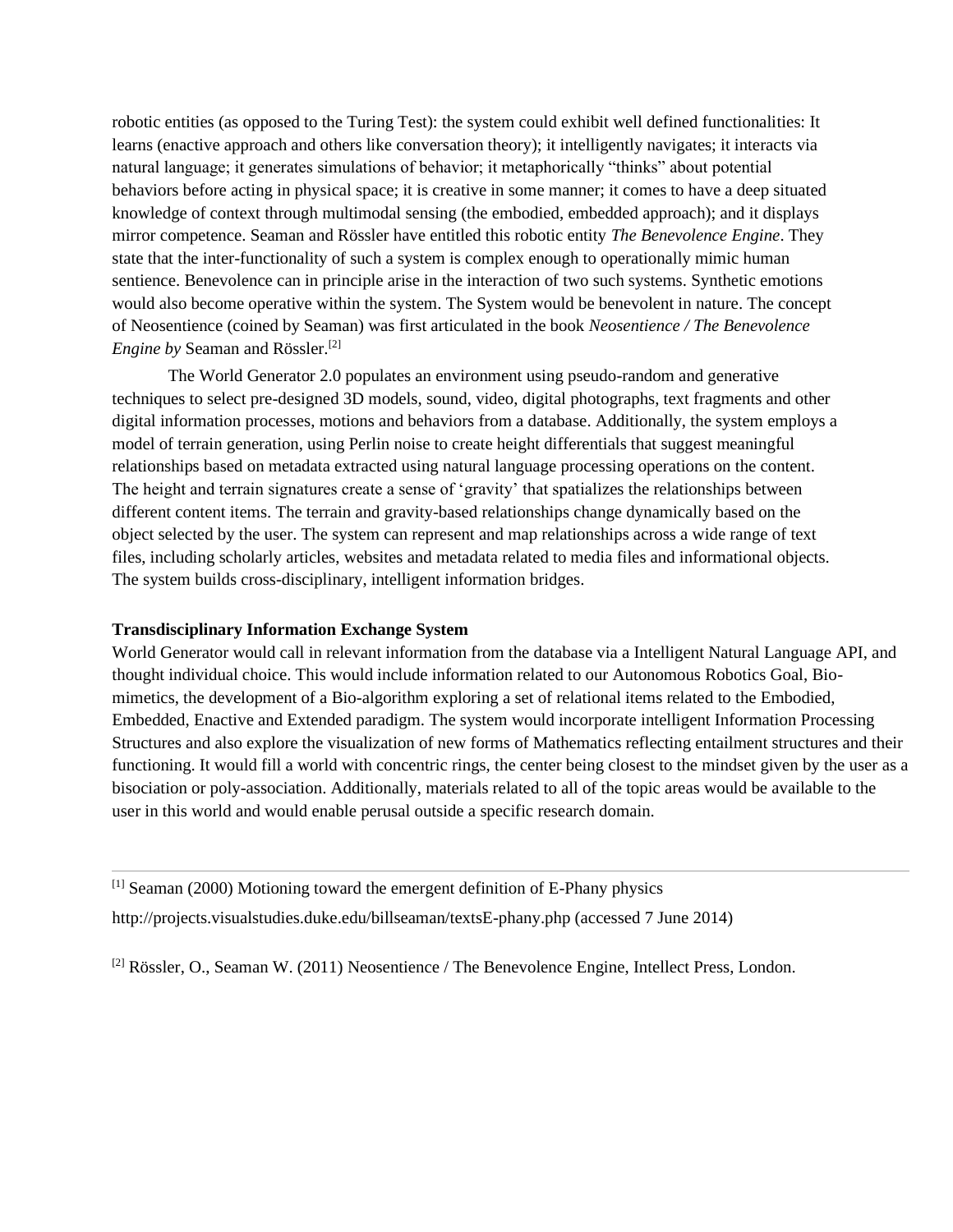robotic entities (as opposed to the Turing Test): the system could exhibit well defined functionalities: It learns (enactive approach and others like conversation theory); it intelligently navigates; it interacts via natural language; it generates simulations of behavior; it metaphorically "thinks" about potential behaviors before acting in physical space; it is creative in some manner; it comes to have a deep situated knowledge of context through multimodal sensing (the embodied, embedded approach); and it displays mirror competence. Seaman and Rössler have entitled this robotic entity *The Benevolence Engine*. They state that the inter-functionality of such a system is complex enough to operationally mimic human sentience. Benevolence can in principle arise in the interaction of two such systems. Synthetic emotions would also become operative within the system. The System would be benevolent in nature. The concept of Neosentience (coined by Seaman) was first articulated in the book *Neosentience / The Benevolence Engine by* Seaman and Rössler.[2]

The World Generator 2.0 populates an environment using pseudo-random and generative techniques to select pre-designed 3D models, sound, video, digital photographs, text fragments and other digital information processes, motions and behaviors from a database. Additionally, the system employs a model of terrain generation, using Perlin noise to create height differentials that suggest meaningful relationships based on metadata extracted using natural language processing operations on the content. The height and terrain signatures create a sense of 'gravity' that spatializes the relationships between different content items. The terrain and gravity-based relationships change dynamically based on the object selected by the user. The system can represent and map relationships across a wide range of text files, including scholarly articles, websites and metadata related to media files and informational objects. The system builds cross-disciplinary, intelligent information bridges.

**Transdisciplinary Information Exchange System**

World Generator would call in relevant information from the database via a Intelligent Natural Language API, and thought individual choice. This would include information related to our Autonomous Robotics Goal, Bio-mimetics, the development of a Bio-algorithm exploring a set of relational items related to the Embodied, Embedded, Enactive and Extended paradigm. The system would incorporate intelligent Information Processing Structures and also explore the visualization of new forms of Mathematics reflecting entailment structures and their functioning. It would fill a world with concentric rings, the center being closest to the mindset given by the user as a bisociation or poly-association. Additionally, materials related to all of the topic areas would be available to the user in this world and would enable perusal outside a specific research domain.

---

[1] Seaman (2000) Motioning toward the emergent definition of E-Phany physics

http://projects.visualstudies.duke.edu/billseaman/textsE-phany.php (accessed 7 June 2014)

[2] Rössler, O., Seaman W. (2011) Neosentience / The Benevolence Engine, Intellect Press, London.